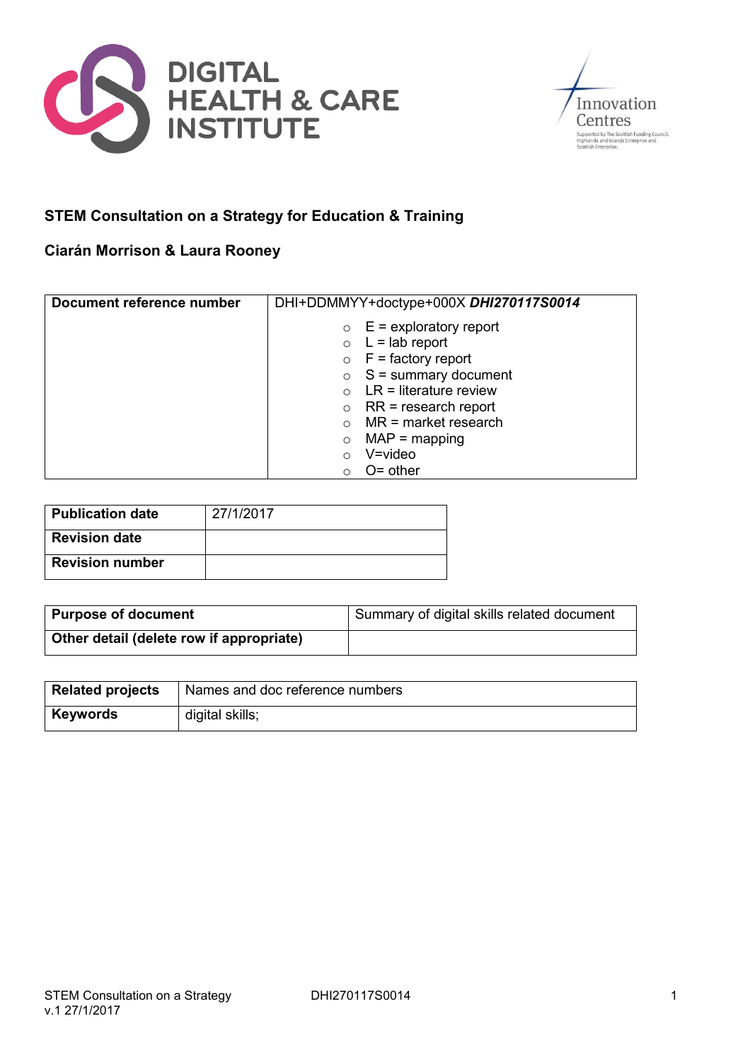DIGITAL HEALTH & CARE INSTITUTE

Innovation Centres

Supported by The Scottish Funding Council, Highlands and Islands Enterprise and Scottish Enterprise.

**STEM Consultation on a Strategy for Education & Training**

**Ciarán Morrison & Laura Rooney**

| **Document reference number** | DHI+DDMMYY+doctype+000X ***DHI270117S0014*** |
|---|---|
| | ○ E = exploratory report<br>○ L = lab report<br>○ F = factory report<br>○ S = summary document<br>○ LR = literature review<br>○ RR = research report<br>○ MR = market research<br>○ MAP = mapping<br>○ V=video<br>○ O= other |

| **Publication date** | 27/1/2017 |
|---|---|
| **Revision date** | |
| **Revision number** | |

| **Purpose of document** | Summary of digital skills related document |
|---|---|
| **Other detail (delete row if appropriate)** | |

| **Related projects** | Names and doc reference numbers |
|---|---|
| **Keywords** | digital skills; |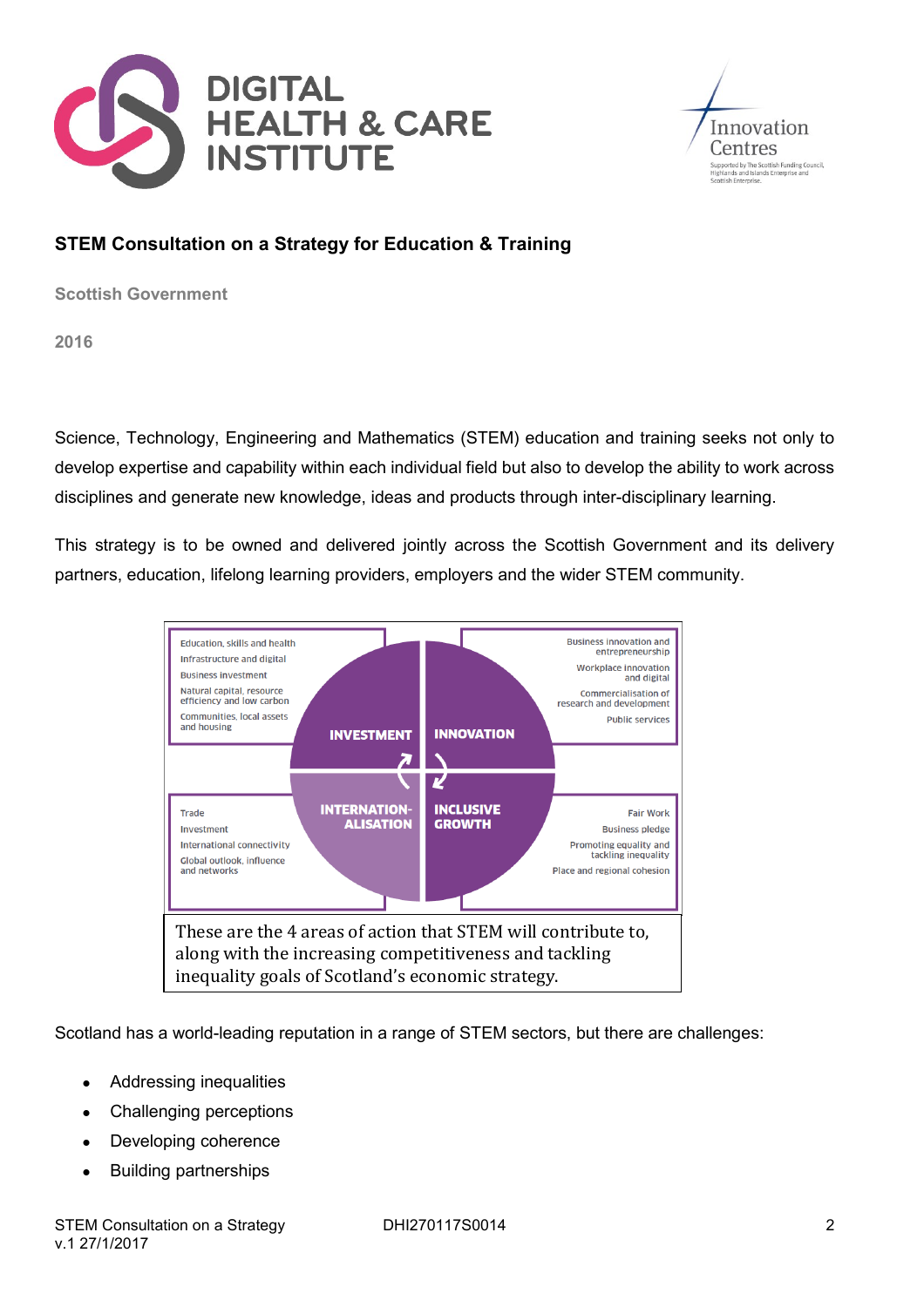## STEM Consultation on a Strategy for Education & Training

**Scottish Government**

**2016**

Science, Technology, Engineering and Mathematics (STEM) education and training seeks not only to develop expertise and capability within each individual field but also to develop the ability to work across disciplines and generate new knowledge, ideas and products through inter-disciplinary learning.

This strategy is to be owned and delivered jointly across the Scottish Government and its delivery partners, education, lifelong learning providers, employers and the wider STEM community.

**INVESTMENT**
- Education, skills and health
- Infrastructure and digital
- Business investment
- Natural capital, resource efficiency and low carbon
- Communities, local assets and housing

**INNOVATION**
- Business innovation and entrepreneurship
- Workplace innovation and digital
- Commercialisation of research and development
- Public services

**INTERNATIONALISATION**
- Trade
- Investment
- International connectivity
- Global outlook, influence and networks

**INCLUSIVE GROWTH**
- Fair Work
- Business pledge
- Promoting equality and tackling inequality
- Place and regional cohesion

These are the 4 areas of action that STEM will contribute to, along with the increasing competitiveness and tackling inequality goals of Scotland's economic strategy.

Scotland has a world-leading reputation in a range of STEM sectors, but there are challenges:

- Addressing inequalities
- Challenging perceptions
- Developing coherence
- Building partnerships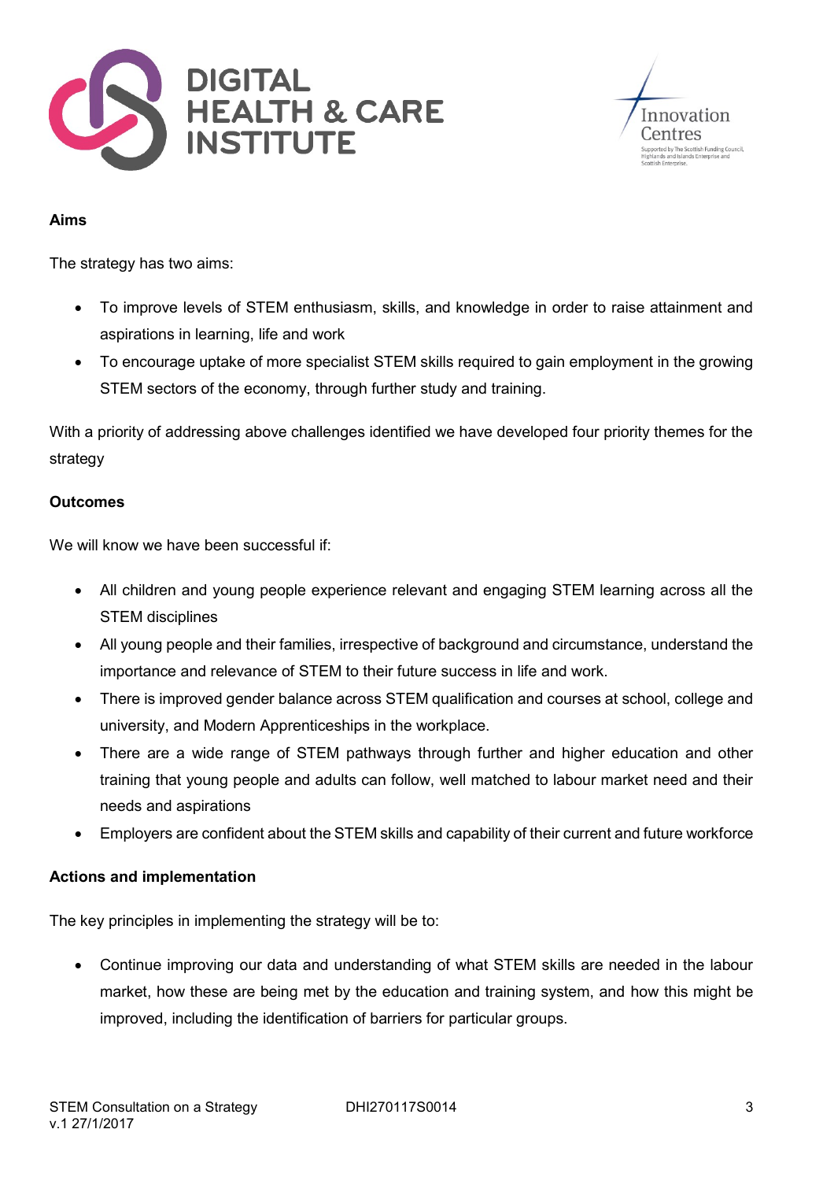**Aims**

The strategy has two aims:

- To improve levels of STEM enthusiasm, skills, and knowledge in order to raise attainment and aspirations in learning, life and work
- To encourage uptake of more specialist STEM skills required to gain employment in the growing STEM sectors of the economy, through further study and training.

With a priority of addressing above challenges identified we have developed four priority themes for the strategy

**Outcomes**

We will know we have been successful if:

- All children and young people experience relevant and engaging STEM learning across all the STEM disciplines
- All young people and their families, irrespective of background and circumstance, understand the importance and relevance of STEM to their future success in life and work.
- There is improved gender balance across STEM qualification and courses at school, college and university, and Modern Apprenticeships in the workplace.
- There are a wide range of STEM pathways through further and higher education and other training that young people and adults can follow, well matched to labour market need and their needs and aspirations
- Employers are confident about the STEM skills and capability of their current and future workforce

**Actions and implementation**

The key principles in implementing the strategy will be to:

- Continue improving our data and understanding of what STEM skills are needed in the labour market, how these are being met by the education and training system, and how this might be improved, including the identification of barriers for particular groups.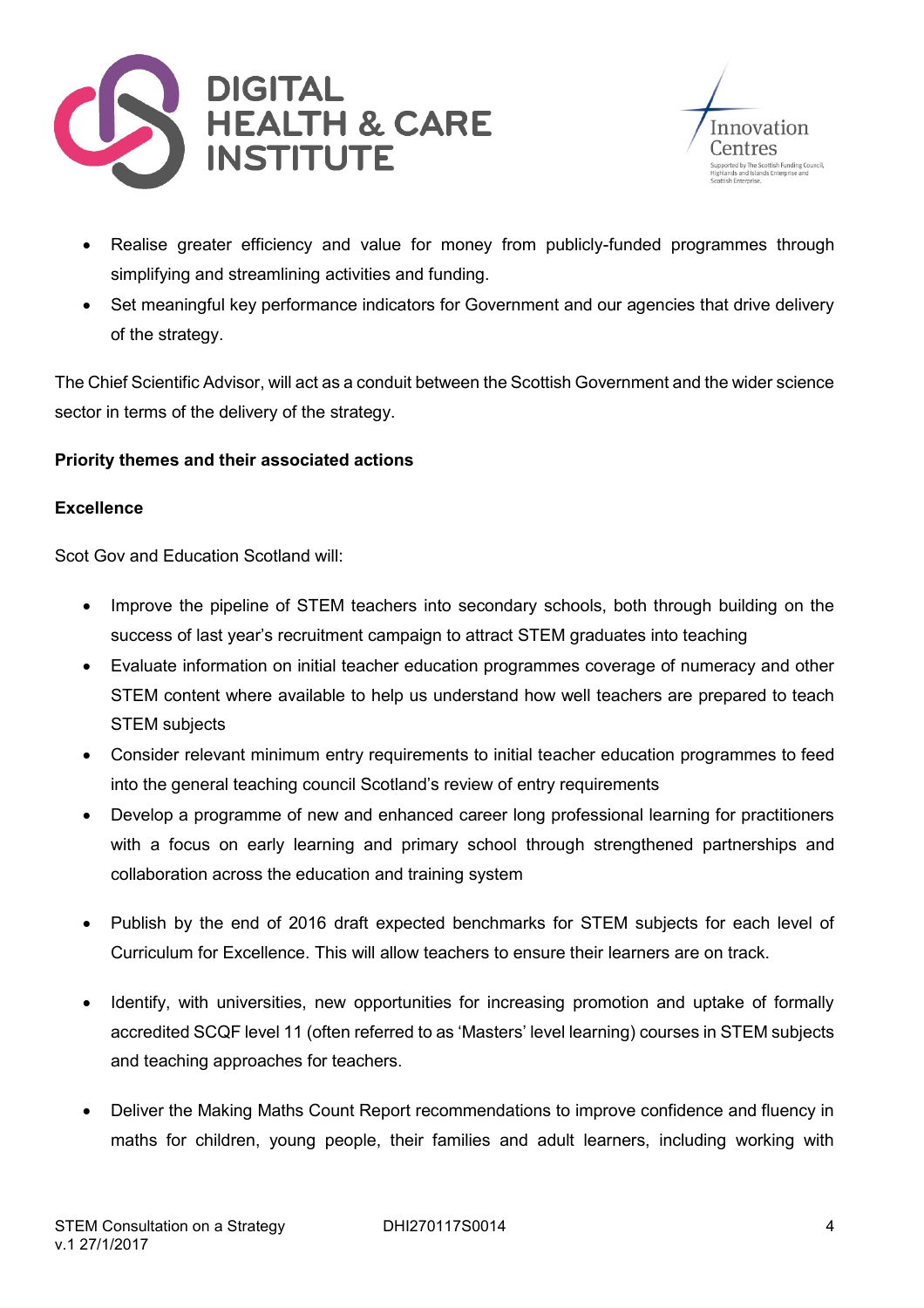- Realise greater efficiency and value for money from publicly-funded programmes through simplifying and streamlining activities and funding.
- Set meaningful key performance indicators for Government and our agencies that drive delivery of the strategy.

The Chief Scientific Advisor, will act as a conduit between the Scottish Government and the wider science sector in terms of the delivery of the strategy.

**Priority themes and their associated actions**

**Excellence**

Scot Gov and Education Scotland will:

- Improve the pipeline of STEM teachers into secondary schools, both through building on the success of last year's recruitment campaign to attract STEM graduates into teaching
- Evaluate information on initial teacher education programmes coverage of numeracy and other STEM content where available to help us understand how well teachers are prepared to teach STEM subjects
- Consider relevant minimum entry requirements to initial teacher education programmes to feed into the general teaching council Scotland's review of entry requirements
- Develop a programme of new and enhanced career long professional learning for practitioners with a focus on early learning and primary school through strengthened partnerships and collaboration across the education and training system
- Publish by the end of 2016 draft expected benchmarks for STEM subjects for each level of Curriculum for Excellence. This will allow teachers to ensure their learners are on track.
- Identify, with universities, new opportunities for increasing promotion and uptake of formally accredited SCQF level 11 (often referred to as 'Masters' level learning) courses in STEM subjects and teaching approaches for teachers.
- Deliver the Making Maths Count Report recommendations to improve confidence and fluency in maths for children, young people, their families and adult learners, including working with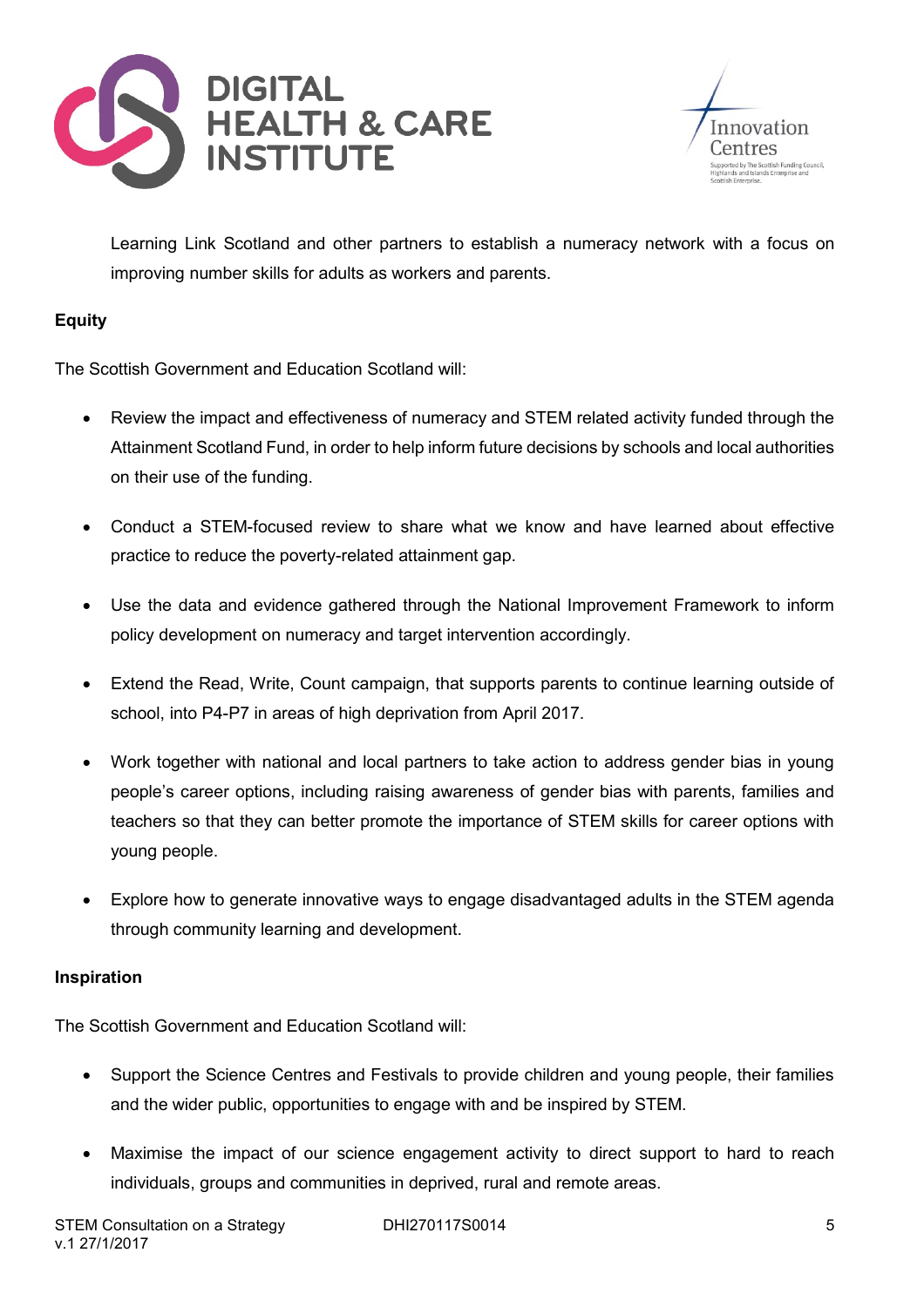Learning Link Scotland and other partners to establish a numeracy network with a focus on improving number skills for adults as workers and parents.

**Equity**

The Scottish Government and Education Scotland will:

- Review the impact and effectiveness of numeracy and STEM related activity funded through the Attainment Scotland Fund, in order to help inform future decisions by schools and local authorities on their use of the funding.

- Conduct a STEM-focused review to share what we know and have learned about effective practice to reduce the poverty-related attainment gap.

- Use the data and evidence gathered through the National Improvement Framework to inform policy development on numeracy and target intervention accordingly.

- Extend the Read, Write, Count campaign, that supports parents to continue learning outside of school, into P4-P7 in areas of high deprivation from April 2017.

- Work together with national and local partners to take action to address gender bias in young people's career options, including raising awareness of gender bias with parents, families and teachers so that they can better promote the importance of STEM skills for career options with young people.

- Explore how to generate innovative ways to engage disadvantaged adults in the STEM agenda through community learning and development.

**Inspiration**

The Scottish Government and Education Scotland will:

- Support the Science Centres and Festivals to provide children and young people, their families and the wider public, opportunities to engage with and be inspired by STEM.

- Maximise the impact of our science engagement activity to direct support to hard to reach individuals, groups and communities in deprived, rural and remote areas.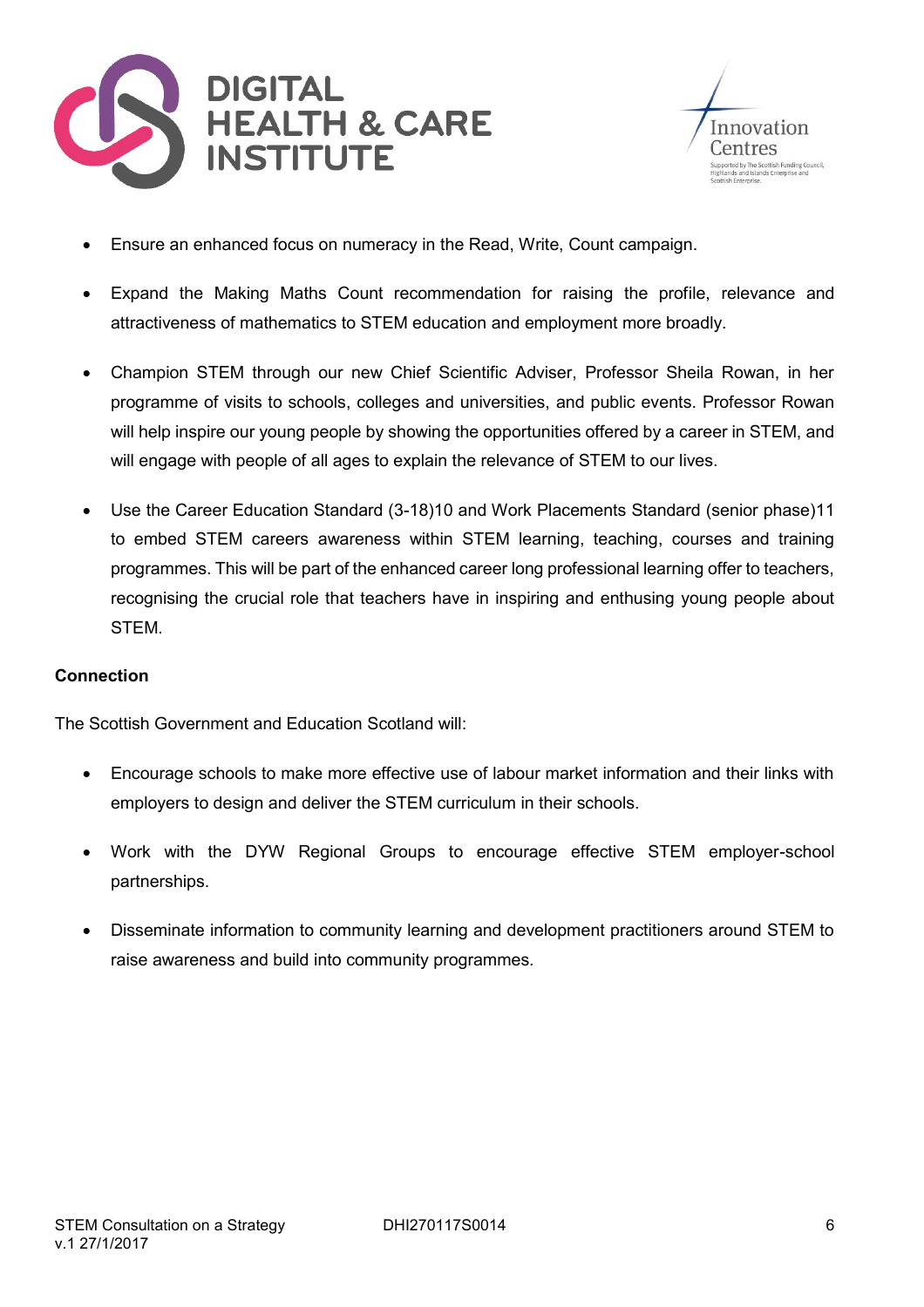- Ensure an enhanced focus on numeracy in the Read, Write, Count campaign.
- Expand the Making Maths Count recommendation for raising the profile, relevance and attractiveness of mathematics to STEM education and employment more broadly.
- Champion STEM through our new Chief Scientific Adviser, Professor Sheila Rowan, in her programme of visits to schools, colleges and universities, and public events. Professor Rowan will help inspire our young people by showing the opportunities offered by a career in STEM, and will engage with people of all ages to explain the relevance of STEM to our lives.
- Use the Career Education Standard (3-18)10 and Work Placements Standard (senior phase)11 to embed STEM careers awareness within STEM learning, teaching, courses and training programmes. This will be part of the enhanced career long professional learning offer to teachers, recognising the crucial role that teachers have in inspiring and enthusing young people about STEM.

**Connection**

The Scottish Government and Education Scotland will:

- Encourage schools to make more effective use of labour market information and their links with employers to design and deliver the STEM curriculum in their schools.
- Work with the DYW Regional Groups to encourage effective STEM employer-school partnerships.
- Disseminate information to community learning and development practitioners around STEM to raise awareness and build into community programmes.